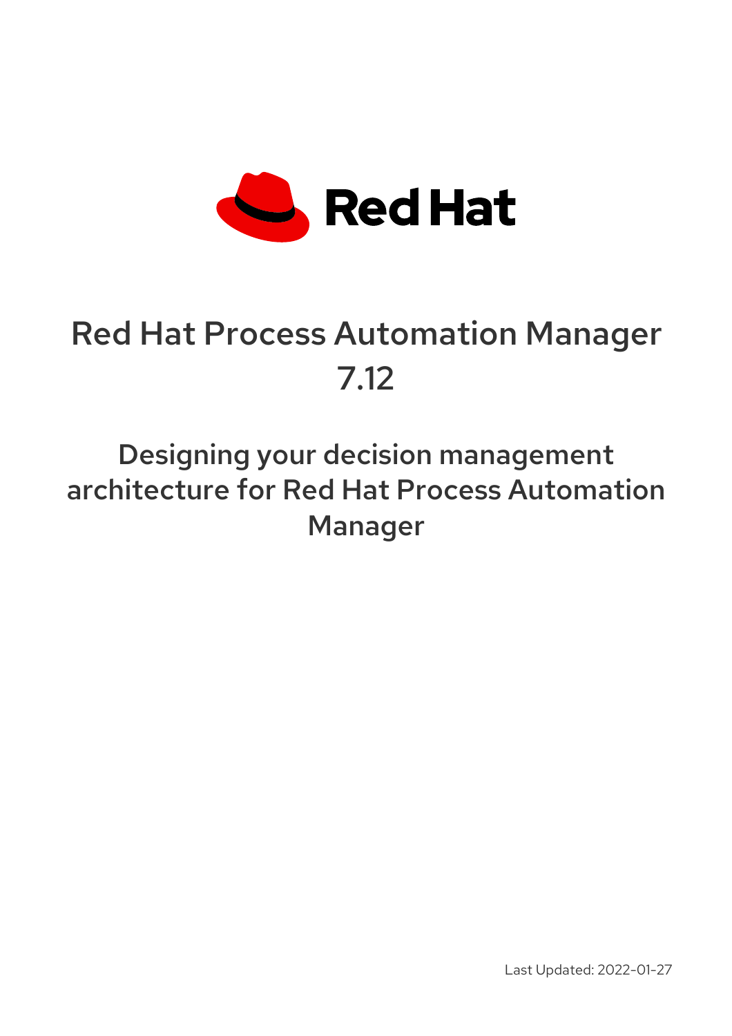# Red Hat Process Automation Manager 7.12

## Designing your decision management architecture for Red Hat Process Automation Manager

Last Updated: 2022-01-27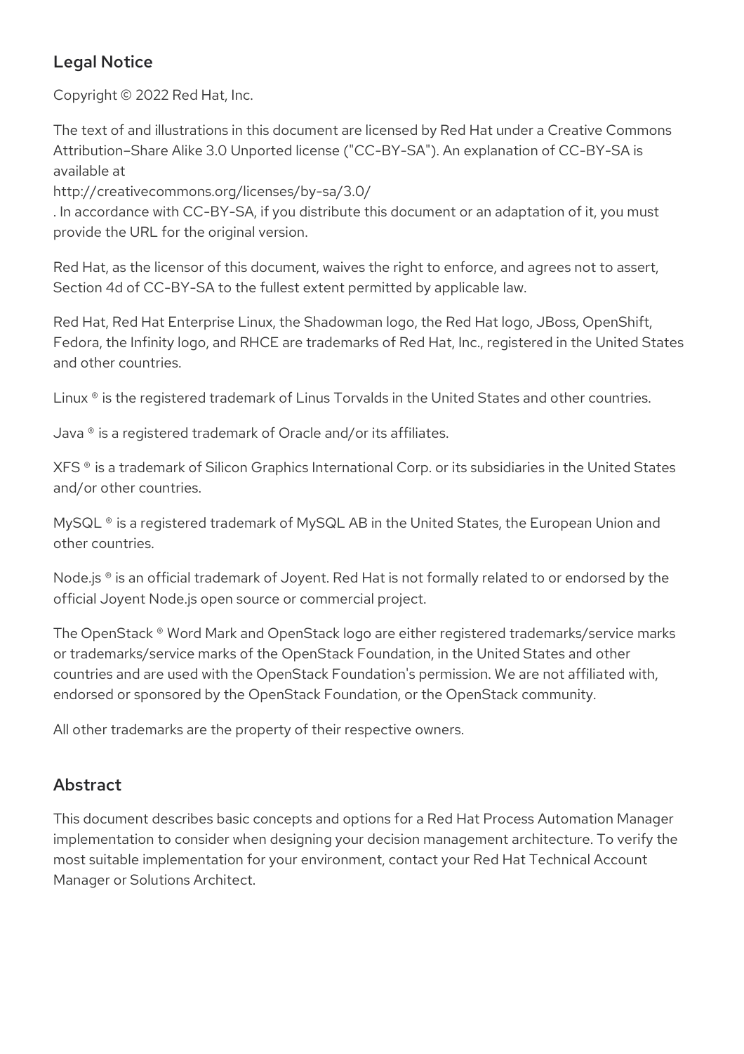## Legal Notice

Copyright © 2022 Red Hat, Inc.

The text of and illustrations in this document are licensed by Red Hat under a Creative Commons Attribution–Share Alike 3.0 Unported license ("CC-BY-SA"). An explanation of CC-BY-SA is available at
http://creativecommons.org/licenses/by-sa/3.0/
. In accordance with CC-BY-SA, if you distribute this document or an adaptation of it, you must provide the URL for the original version.

Red Hat, as the licensor of this document, waives the right to enforce, and agrees not to assert, Section 4d of CC-BY-SA to the fullest extent permitted by applicable law.

Red Hat, Red Hat Enterprise Linux, the Shadowman logo, the Red Hat logo, JBoss, OpenShift, Fedora, the Infinity logo, and RHCE are trademarks of Red Hat, Inc., registered in the United States and other countries.

Linux ® is the registered trademark of Linus Torvalds in the United States and other countries.

Java ® is a registered trademark of Oracle and/or its affiliates.

XFS ® is a trademark of Silicon Graphics International Corp. or its subsidiaries in the United States and/or other countries.

MySQL ® is a registered trademark of MySQL AB in the United States, the European Union and other countries.

Node.js ® is an official trademark of Joyent. Red Hat is not formally related to or endorsed by the official Joyent Node.js open source or commercial project.

The OpenStack ® Word Mark and OpenStack logo are either registered trademarks/service marks or trademarks/service marks of the OpenStack Foundation, in the United States and other countries and are used with the OpenStack Foundation's permission. We are not affiliated with, endorsed or sponsored by the OpenStack Foundation, or the OpenStack community.

All other trademarks are the property of their respective owners.

## Abstract

This document describes basic concepts and options for a Red Hat Process Automation Manager implementation to consider when designing your decision management architecture. To verify the most suitable implementation for your environment, contact your Red Hat Technical Account Manager or Solutions Architect.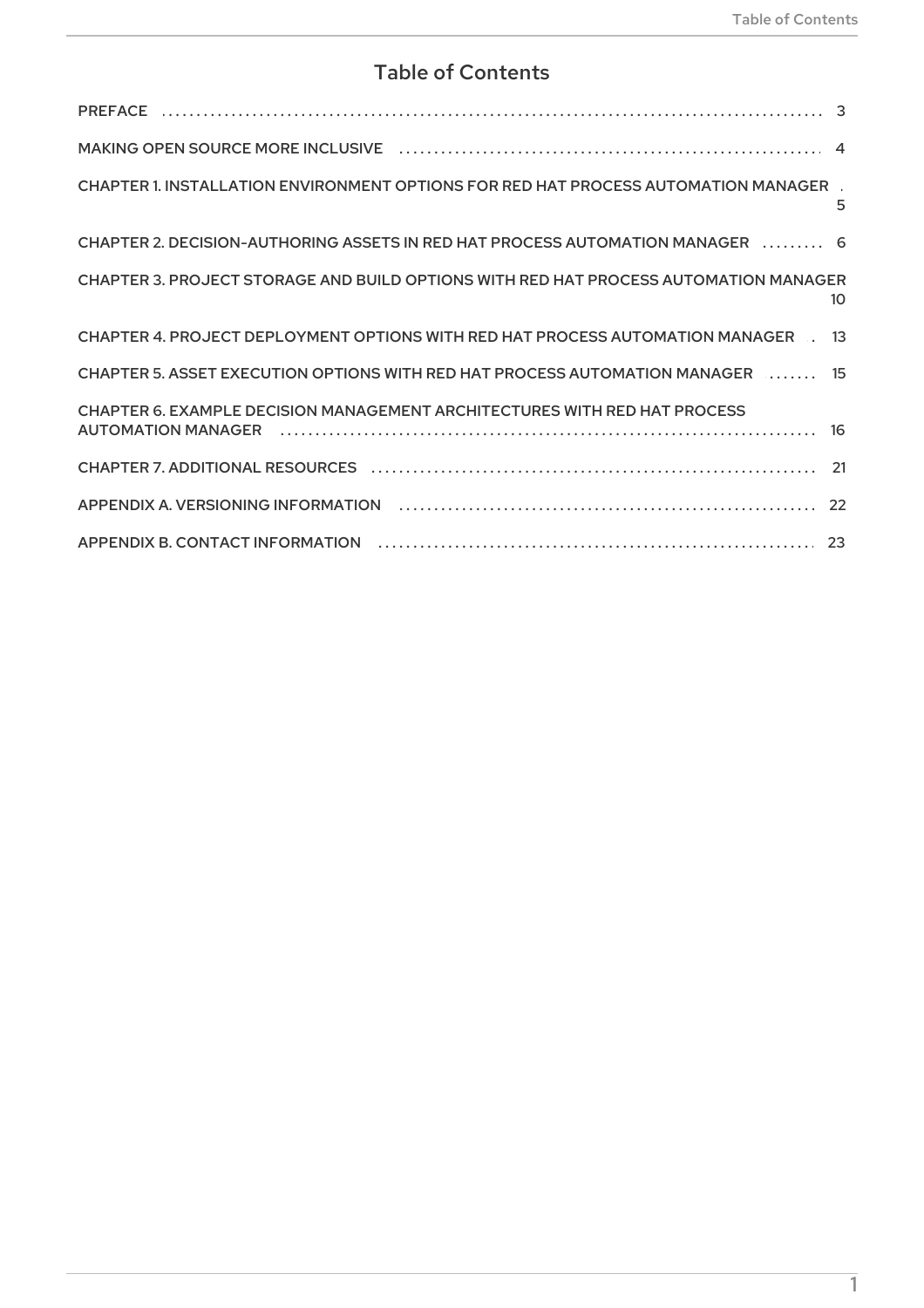# Table of Contents

| | |
|---|---|
| PREFACE | 3 |
| MAKING OPEN SOURCE MORE INCLUSIVE | 4 |
| CHAPTER 1. INSTALLATION ENVIRONMENT OPTIONS FOR RED HAT PROCESS AUTOMATION MANAGER | 5 |
| CHAPTER 2. DECISION-AUTHORING ASSETS IN RED HAT PROCESS AUTOMATION MANAGER | 6 |
| CHAPTER 3. PROJECT STORAGE AND BUILD OPTIONS WITH RED HAT PROCESS AUTOMATION MANAGER | 10 |
| CHAPTER 4. PROJECT DEPLOYMENT OPTIONS WITH RED HAT PROCESS AUTOMATION MANAGER | 13 |
| CHAPTER 5. ASSET EXECUTION OPTIONS WITH RED HAT PROCESS AUTOMATION MANAGER | 15 |
| CHAPTER 6. EXAMPLE DECISION MANAGEMENT ARCHITECTURES WITH RED HAT PROCESS AUTOMATION MANAGER | 16 |
| CHAPTER 7. ADDITIONAL RESOURCES | 21 |
| APPENDIX A. VERSIONING INFORMATION | 22 |
| APPENDIX B. CONTACT INFORMATION | 23 |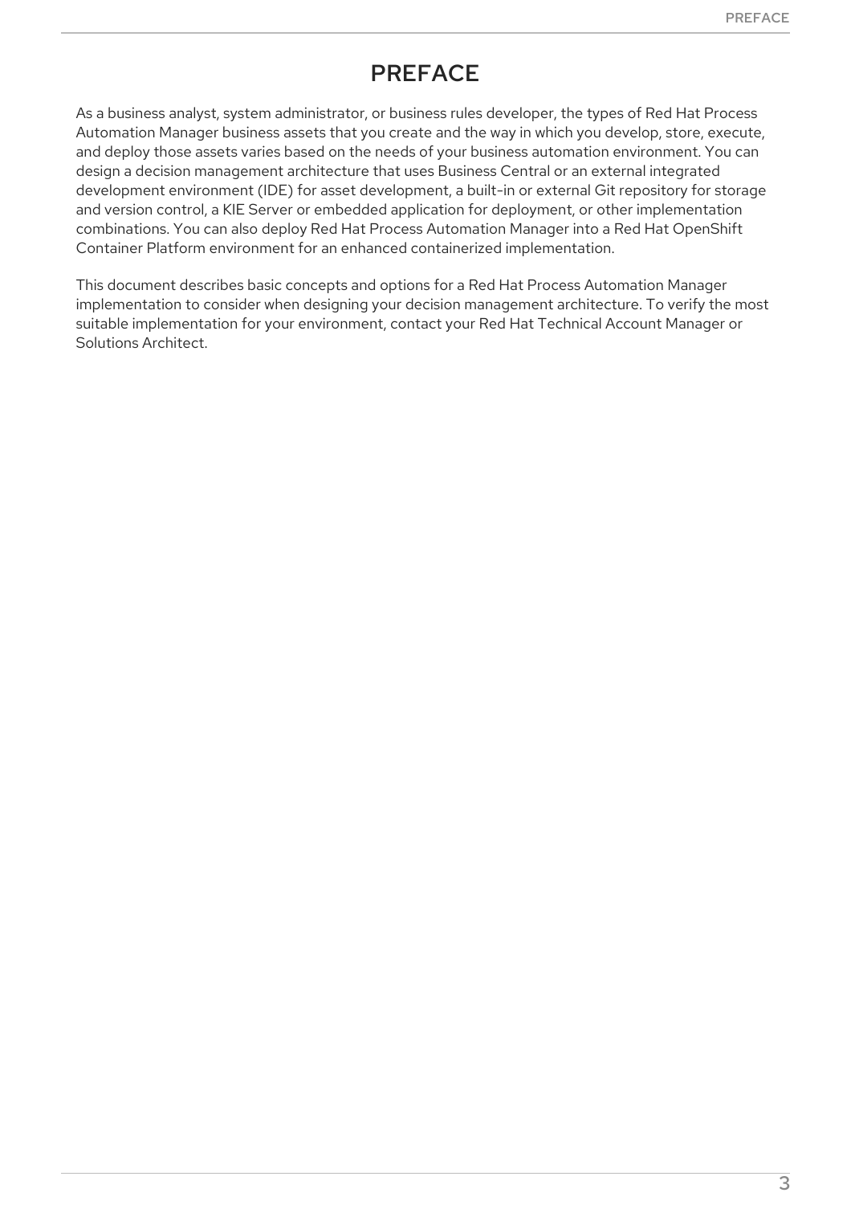# PREFACE

As a business analyst, system administrator, or business rules developer, the types of Red Hat Process Automation Manager business assets that you create and the way in which you develop, store, execute, and deploy those assets varies based on the needs of your business automation environment. You can design a decision management architecture that uses Business Central or an external integrated development environment (IDE) for asset development, a built-in or external Git repository for storage and version control, a KIE Server or embedded application for deployment, or other implementation combinations. You can also deploy Red Hat Process Automation Manager into a Red Hat OpenShift Container Platform environment for an enhanced containerized implementation.

This document describes basic concepts and options for a Red Hat Process Automation Manager implementation to consider when designing your decision management architecture. To verify the most suitable implementation for your environment, contact your Red Hat Technical Account Manager or Solutions Architect.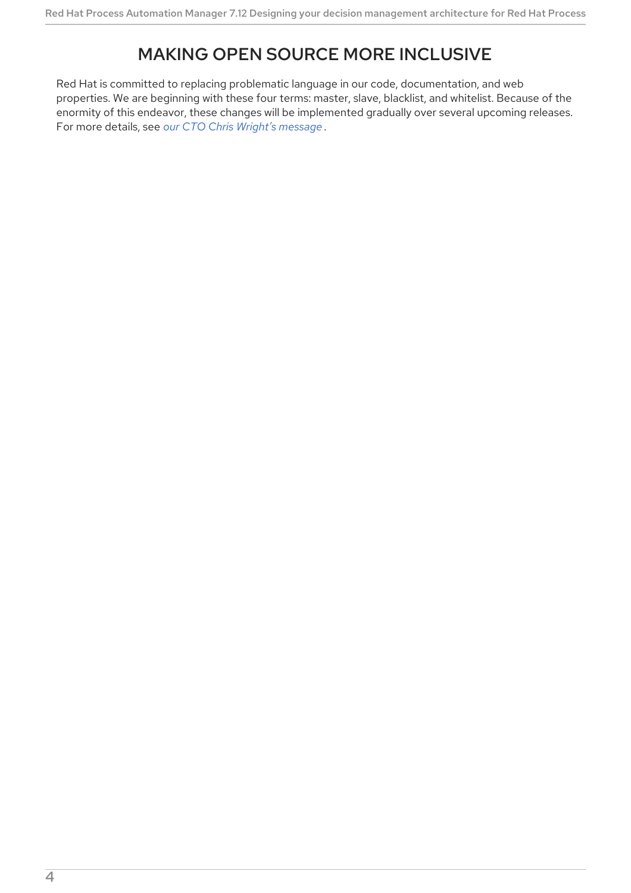# MAKING OPEN SOURCE MORE INCLUSIVE

Red Hat is committed to replacing problematic language in our code, documentation, and web properties. We are beginning with these four terms: master, slave, blacklist, and whitelist. Because of the enormity of this endeavor, these changes will be implemented gradually over several upcoming releases. For more details, see *our CTO Chris Wright's message* .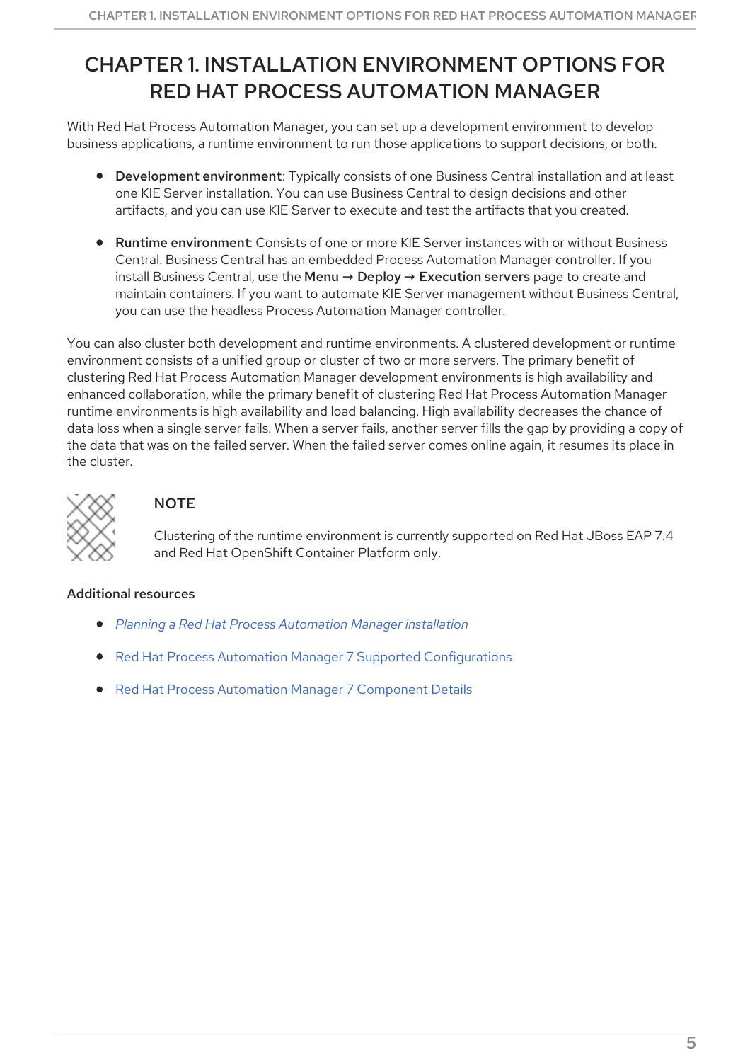# CHAPTER 1. INSTALLATION ENVIRONMENT OPTIONS FOR RED HAT PROCESS AUTOMATION MANAGER

With Red Hat Process Automation Manager, you can set up a development environment to develop business applications, a runtime environment to run those applications to support decisions, or both.

- **Development environment**: Typically consists of one Business Central installation and at least one KIE Server installation. You can use Business Central to design decisions and other artifacts, and you can use KIE Server to execute and test the artifacts that you created.
- **Runtime environment**: Consists of one or more KIE Server instances with or without Business Central. Business Central has an embedded Process Automation Manager controller. If you install Business Central, use the **Menu** → **Deploy** → **Execution servers** page to create and maintain containers. If you want to automate KIE Server management without Business Central, you can use the headless Process Automation Manager controller.

You can also cluster both development and runtime environments. A clustered development or runtime environment consists of a unified group or cluster of two or more servers. The primary benefit of clustering Red Hat Process Automation Manager development environments is high availability and enhanced collaboration, while the primary benefit of clustering Red Hat Process Automation Manager runtime environments is high availability and load balancing. High availability decreases the chance of data loss when a single server fails. When a server fails, another server fills the gap by providing a copy of the data that was on the failed server. When the failed server comes online again, it resumes its place in the cluster.

> **NOTE**
>
> Clustering of the runtime environment is currently supported on Red Hat JBoss EAP 7.4 and Red Hat OpenShift Container Platform only.

**Additional resources**

- *Planning a Red Hat Process Automation Manager installation*
- Red Hat Process Automation Manager 7 Supported Configurations
- Red Hat Process Automation Manager 7 Component Details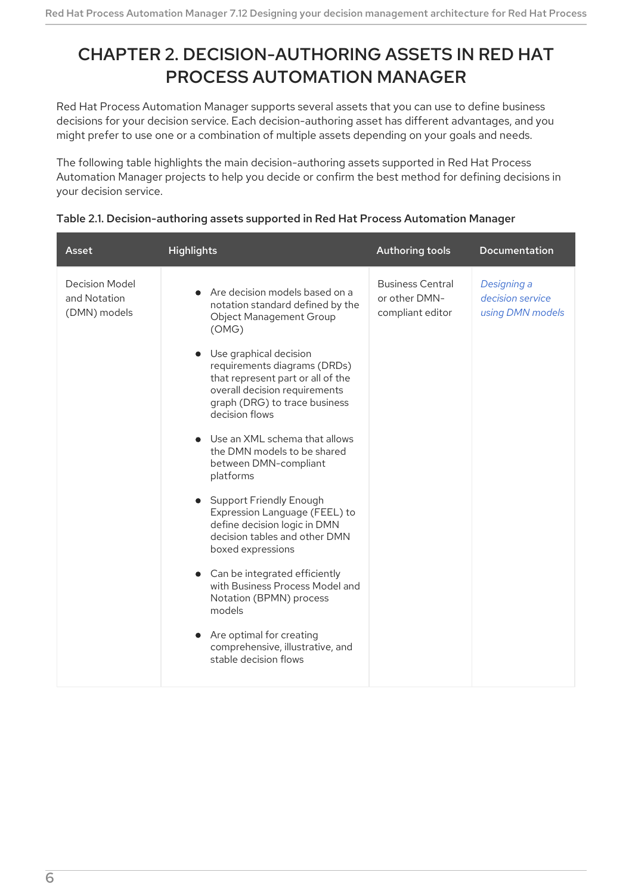# CHAPTER 2. DECISION-AUTHORING ASSETS IN RED HAT PROCESS AUTOMATION MANAGER

Red Hat Process Automation Manager supports several assets that you can use to define business decisions for your decision service. Each decision-authoring asset has different advantages, and you might prefer to use one or a combination of multiple assets depending on your goals and needs.

The following table highlights the main decision-authoring assets supported in Red Hat Process Automation Manager projects to help you decide or confirm the best method for defining decisions in your decision service.

**Table 2.1. Decision-authoring assets supported in Red Hat Process Automation Manager**

| Asset | Highlights | Authoring tools | Documentation |
| --- | --- | --- | --- |
| Decision Model and Notation (DMN) models | • Are decision models based on a notation standard defined by the Object Management Group (OMG)<br>• Use graphical decision requirements diagrams (DRDs) that represent part or all of the overall decision requirements graph (DRG) to trace business decision flows<br>• Use an XML schema that allows the DMN models to be shared between DMN-compliant platforms<br>• Support Friendly Enough Expression Language (FEEL) to define decision logic in DMN decision tables and other DMN boxed expressions<br>• Can be integrated efficiently with Business Process Model and Notation (BPMN) process models<br>• Are optimal for creating comprehensive, illustrative, and stable decision flows | Business Central or other DMN-compliant editor | *Designing a decision service using DMN models* |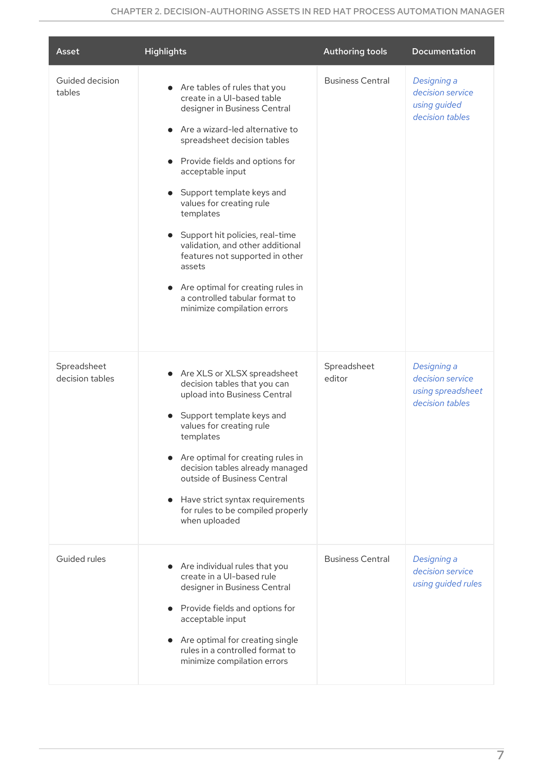| Asset | Highlights | Authoring tools | Documentation |
| --- | --- | --- | --- |
| Guided decision tables | <ul><li>Are tables of rules that you create in a UI-based table designer in Business Central</li><li>Are a wizard-led alternative to spreadsheet decision tables</li><li>Provide fields and options for acceptable input</li><li>Support template keys and values for creating rule templates</li><li>Support hit policies, real-time validation, and other additional features not supported in other assets</li><li>Are optimal for creating rules in a controlled tabular format to minimize compilation errors</li></ul> | Business Central | *Designing a decision service using guided decision tables* |
| Spreadsheet decision tables | <ul><li>Are XLS or XLSX spreadsheet decision tables that you can upload into Business Central</li><li>Support template keys and values for creating rule templates</li><li>Are optimal for creating rules in decision tables already managed outside of Business Central</li><li>Have strict syntax requirements for rules to be compiled properly when uploaded</li></ul> | Spreadsheet editor | *Designing a decision service using spreadsheet decision tables* |
| Guided rules | <ul><li>Are individual rules that you create in a UI-based rule designer in Business Central</li><li>Provide fields and options for acceptable input</li><li>Are optimal for creating single rules in a controlled format to minimize compilation errors</li></ul> | Business Central | *Designing a decision service using guided rules* |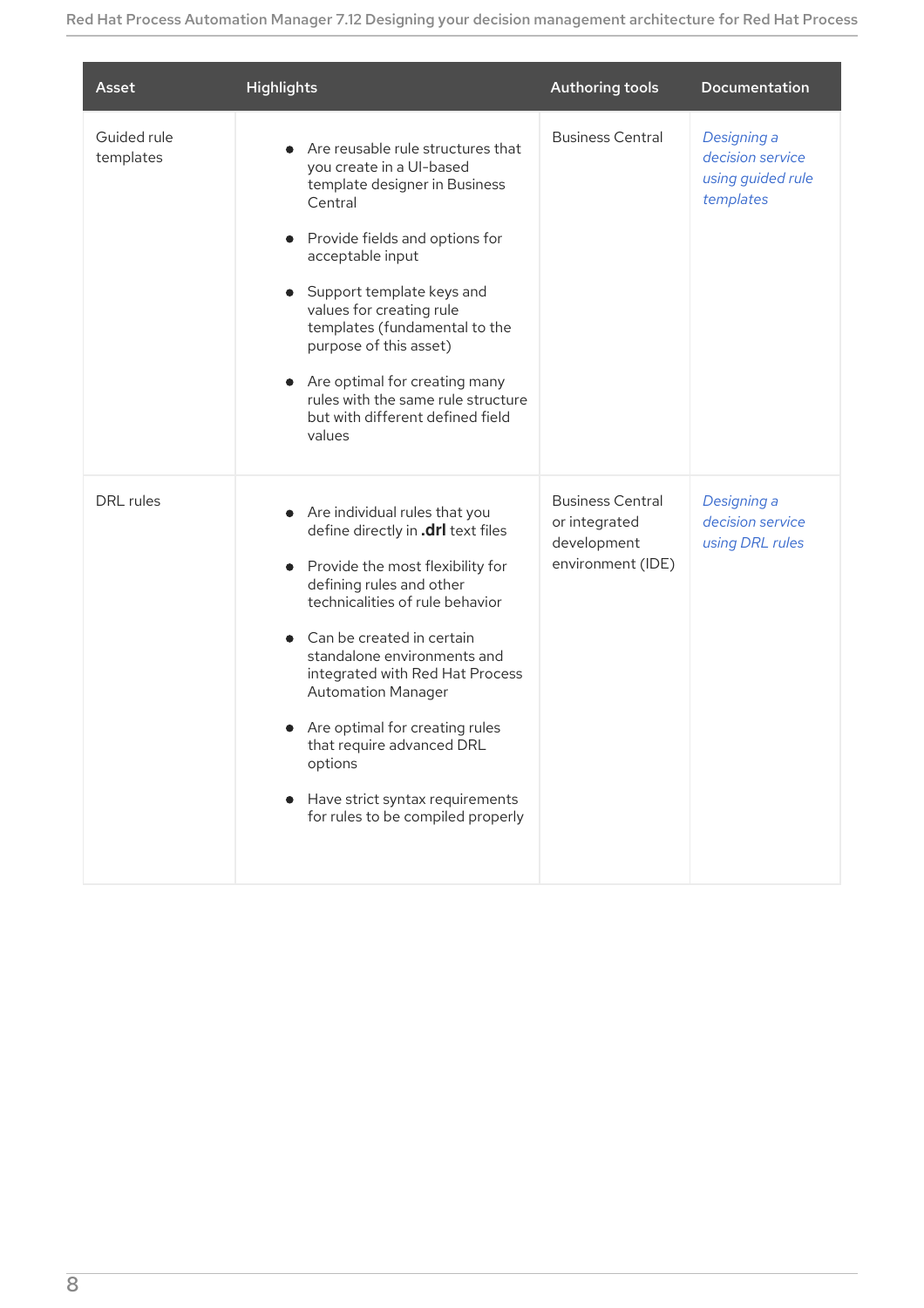| Asset | Highlights | Authoring tools | Documentation |
| --- | --- | --- | --- |
| Guided rule templates | • Are reusable rule structures that you create in a UI-based template designer in Business Central<br><br>• Provide fields and options for acceptable input<br><br>• Support template keys and values for creating rule templates (fundamental to the purpose of this asset)<br><br>• Are optimal for creating many rules with the same rule structure but with different defined field values | Business Central | *Designing a decision service using guided rule templates* |
| DRL rules | • Are individual rules that you define directly in **.drl** text files<br><br>• Provide the most flexibility for defining rules and other technicalities of rule behavior<br><br>• Can be created in certain standalone environments and integrated with Red Hat Process Automation Manager<br><br>• Are optimal for creating rules that require advanced DRL options<br><br>• Have strict syntax requirements for rules to be compiled properly | Business Central or integrated development environment (IDE) | *Designing a decision service using DRL rules* |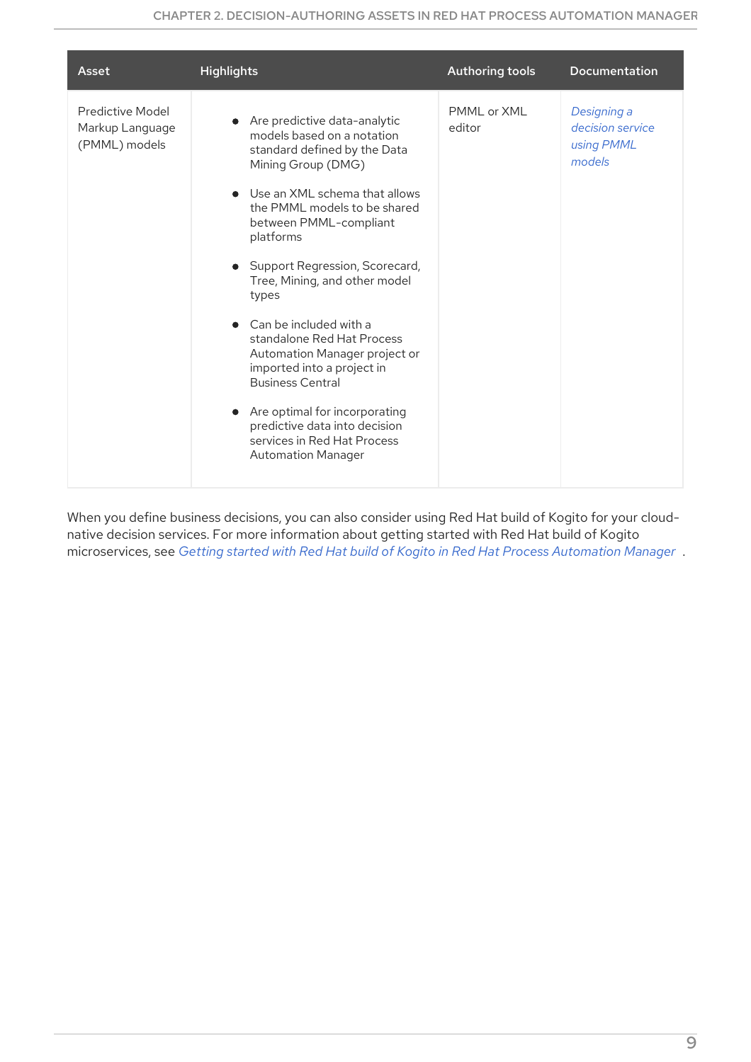| Asset | Highlights | Authoring tools | Documentation |
| --- | --- | --- | --- |
| Predictive Model Markup Language (PMML) models | • Are predictive data-analytic models based on a notation standard defined by the Data Mining Group (DMG)<br>• Use an XML schema that allows the PMML models to be shared between PMML-compliant platforms<br>• Support Regression, Scorecard, Tree, Mining, and other model types<br>• Can be included with a standalone Red Hat Process Automation Manager project or imported into a project in Business Central<br>• Are optimal for incorporating predictive data into decision services in Red Hat Process Automation Manager | PMML or XML editor | *Designing a decision service using PMML models* |

When you define business decisions, you can also consider using Red Hat build of Kogito for your cloud-native decision services. For more information about getting started with Red Hat build of Kogito microservices, see *Getting started with Red Hat build of Kogito in Red Hat Process Automation Manager* .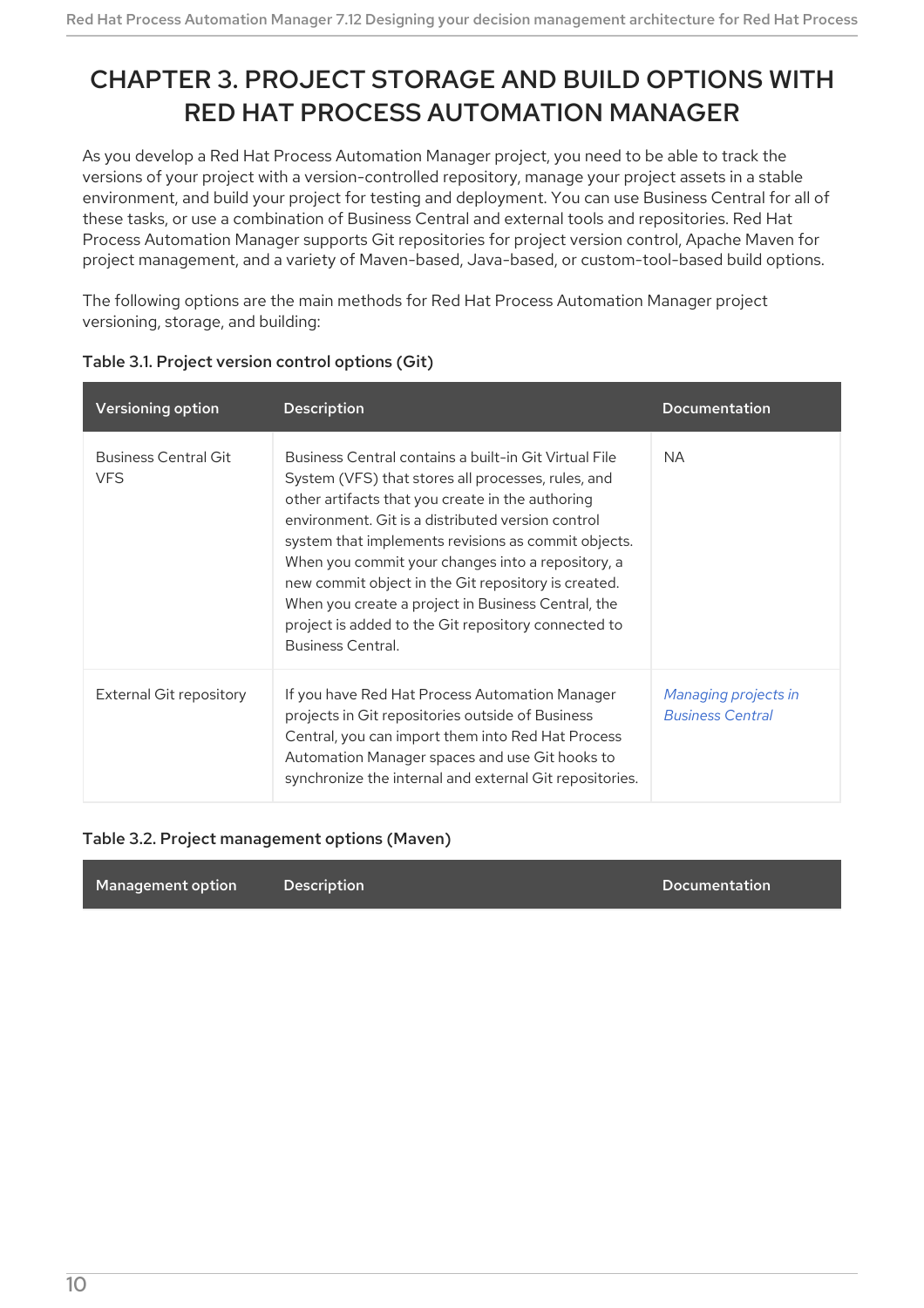# CHAPTER 3. PROJECT STORAGE AND BUILD OPTIONS WITH RED HAT PROCESS AUTOMATION MANAGER

As you develop a Red Hat Process Automation Manager project, you need to be able to track the versions of your project with a version-controlled repository, manage your project assets in a stable environment, and build your project for testing and deployment. You can use Business Central for all of these tasks, or use a combination of Business Central and external tools and repositories. Red Hat Process Automation Manager supports Git repositories for project version control, Apache Maven for project management, and a variety of Maven-based, Java-based, or custom-tool-based build options.

The following options are the main methods for Red Hat Process Automation Manager project versioning, storage, and building:

**Table 3.1. Project version control options (Git)**

| Versioning option | Description | Documentation |
| --- | --- | --- |
| Business Central Git VFS | Business Central contains a built-in Git Virtual File System (VFS) that stores all processes, rules, and other artifacts that you create in the authoring environment. Git is a distributed version control system that implements revisions as commit objects. When you commit your changes into a repository, a new commit object in the Git repository is created. When you create a project in Business Central, the project is added to the Git repository connected to Business Central. | NA |
| External Git repository | If you have Red Hat Process Automation Manager projects in Git repositories outside of Business Central, you can import them into Red Hat Process Automation Manager spaces and use Git hooks to synchronize the internal and external Git repositories. | *Managing projects in Business Central* |

**Table 3.2. Project management options (Maven)**

| Management option | Description | Documentation |
| --- | --- | --- |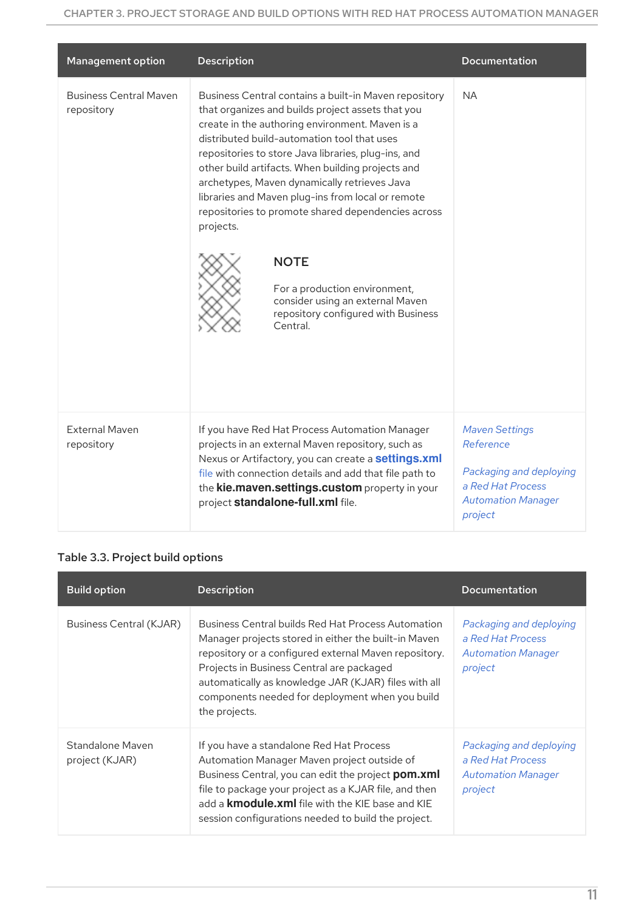| Management option | Description | Documentation |
| --- | --- | --- |
| Business Central Maven repository | Business Central contains a built-in Maven repository that organizes and builds project assets that you create in the authoring environment. Maven is a distributed build-automation tool that uses repositories to store Java libraries, plug-ins, and other build artifacts. When building projects and archetypes, Maven dynamically retrieves Java libraries and Maven plug-ins from local or remote repositories to promote shared dependencies across projects. **NOTE** For a production environment, consider using an external Maven repository configured with Business Central. | NA |
| External Maven repository | If you have Red Hat Process Automation Manager projects in an external Maven repository, such as Nexus or Artifactory, you can create a **settings.xml** file with connection details and add that file path to the **kie.maven.settings.custom** property in your project **standalone-full.xml** file. | *Maven Settings Reference* *Packaging and deploying a Red Hat Process Automation Manager project* |

**Table 3.3. Project build options**

| Build option | Description | Documentation |
| --- | --- | --- |
| Business Central (KJAR) | Business Central builds Red Hat Process Automation Manager projects stored in either the built-in Maven repository or a configured external Maven repository. Projects in Business Central are packaged automatically as knowledge JAR (KJAR) files with all components needed for deployment when you build the projects. | *Packaging and deploying a Red Hat Process Automation Manager project* |
| Standalone Maven project (KJAR) | If you have a standalone Red Hat Process Automation Manager Maven project outside of Business Central, you can edit the project **pom.xml** file to package your project as a KJAR file, and then add a **kmodule.xml** file with the KIE base and KIE session configurations needed to build the project. | *Packaging and deploying a Red Hat Process Automation Manager project* |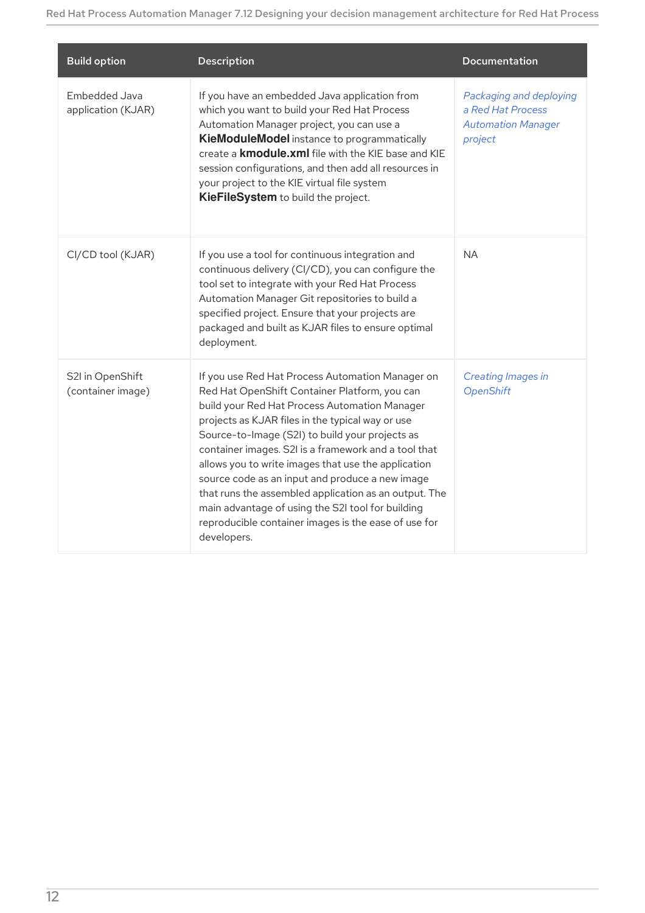| Build option | Description | Documentation |
| --- | --- | --- |
| Embedded Java application (KJAR) | If you have an embedded Java application from which you want to build your Red Hat Process Automation Manager project, you can use a **KieModuleModel** instance to programmatically create a **kmodule.xml** file with the KIE base and KIE session configurations, and then add all resources in your project to the KIE virtual file system **KieFileSystem** to build the project. | *Packaging and deploying a Red Hat Process Automation Manager project* |
| CI/CD tool (KJAR) | If you use a tool for continuous integration and continuous delivery (CI/CD), you can configure the tool set to integrate with your Red Hat Process Automation Manager Git repositories to build a specified project. Ensure that your projects are packaged and built as KJAR files to ensure optimal deployment. | NA |
| S2I in OpenShift (container image) | If you use Red Hat Process Automation Manager on Red Hat OpenShift Container Platform, you can build your Red Hat Process Automation Manager projects as KJAR files in the typical way or use Source-to-Image (S2I) to build your projects as container images. S2I is a framework and a tool that allows you to write images that use the application source code as an input and produce a new image that runs the assembled application as an output. The main advantage of using the S2I tool for building reproducible container images is the ease of use for developers. | *Creating Images in OpenShift* |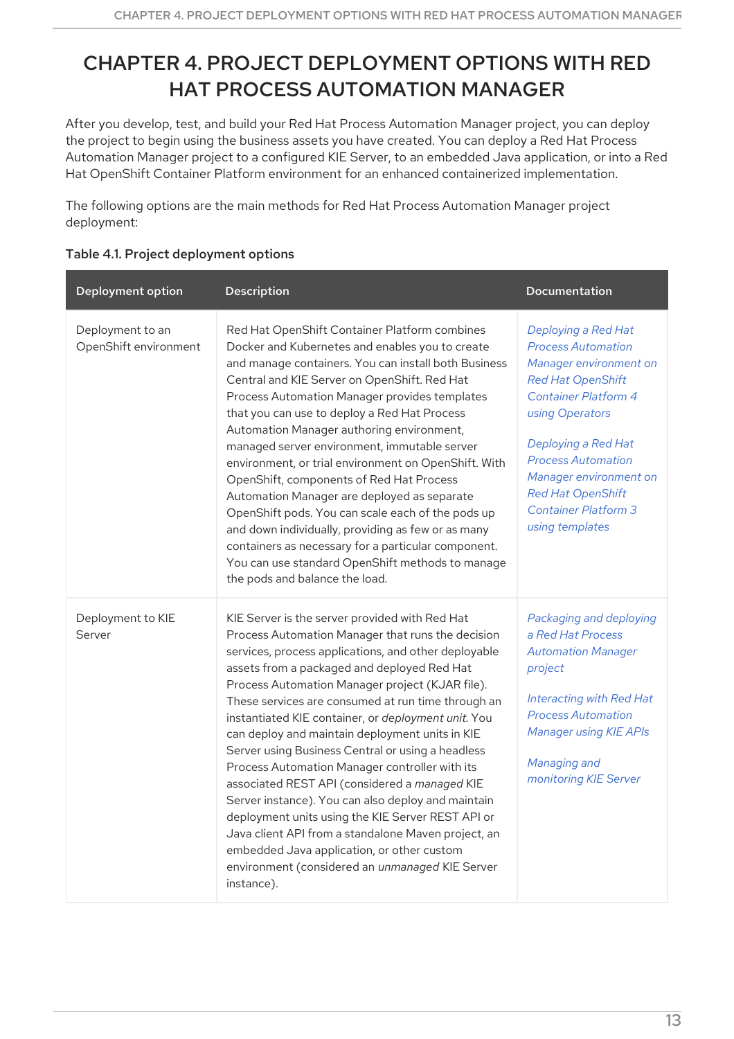# CHAPTER 4. PROJECT DEPLOYMENT OPTIONS WITH RED HAT PROCESS AUTOMATION MANAGER

After you develop, test, and build your Red Hat Process Automation Manager project, you can deploy the project to begin using the business assets you have created. You can deploy a Red Hat Process Automation Manager project to a configured KIE Server, to an embedded Java application, or into a Red Hat OpenShift Container Platform environment for an enhanced containerized implementation.

The following options are the main methods for Red Hat Process Automation Manager project deployment:

**Table 4.1. Project deployment options**

| Deployment option | Description | Documentation |
| --- | --- | --- |
| Deployment to an OpenShift environment | Red Hat OpenShift Container Platform combines Docker and Kubernetes and enables you to create and manage containers. You can install both Business Central and KIE Server on OpenShift. Red Hat Process Automation Manager provides templates that you can use to deploy a Red Hat Process Automation Manager authoring environment, managed server environment, immutable server environment, or trial environment on OpenShift. With OpenShift, components of Red Hat Process Automation Manager are deployed as separate OpenShift pods. You can scale each of the pods up and down individually, providing as few or as many containers as necessary for a particular component. You can use standard OpenShift methods to manage the pods and balance the load. | *Deploying a Red Hat Process Automation Manager environment on Red Hat OpenShift Container Platform 4 using Operators*<br><br>*Deploying a Red Hat Process Automation Manager environment on Red Hat OpenShift Container Platform 3 using templates* |
| Deployment to KIE Server | KIE Server is the server provided with Red Hat Process Automation Manager that runs the decision services, process applications, and other deployable assets from a packaged and deployed Red Hat Process Automation Manager project (KJAR file). These services are consumed at run time through an instantiated KIE container, or *deployment unit*. You can deploy and maintain deployment units in KIE Server using Business Central or using a headless Process Automation Manager controller with its associated REST API (considered a *managed* KIE Server instance). You can also deploy and maintain deployment units using the KIE Server REST API or Java client API from a standalone Maven project, an embedded Java application, or other custom environment (considered an *unmanaged* KIE Server instance). | *Packaging and deploying a Red Hat Process Automation Manager project*<br><br>*Interacting with Red Hat Process Automation Manager using KIE APIs*<br><br>*Managing and monitoring KIE Server* |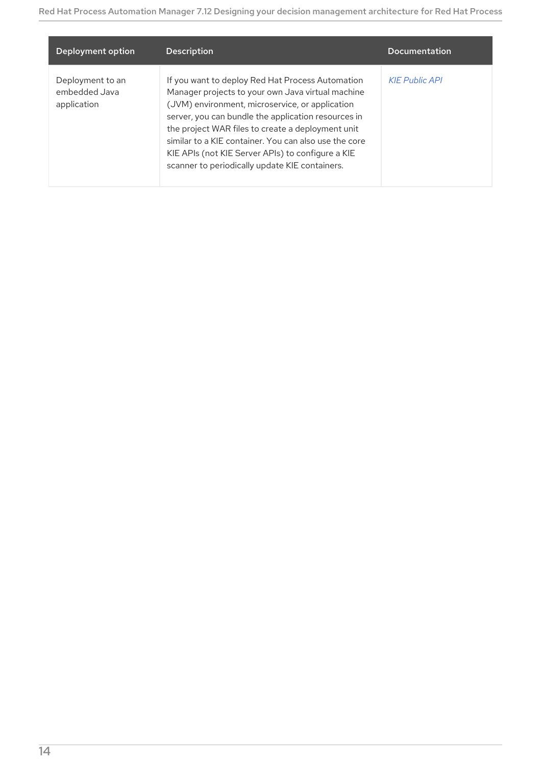| Deployment option | Description | Documentation |
| --- | --- | --- |
| Deployment to an embedded Java application | If you want to deploy Red Hat Process Automation Manager projects to your own Java virtual machine (JVM) environment, microservice, or application server, you can bundle the application resources in the project WAR files to create a deployment unit similar to a KIE container. You can also use the core KIE APIs (not KIE Server APIs) to configure a KIE scanner to periodically update KIE containers. | *KIE Public API* |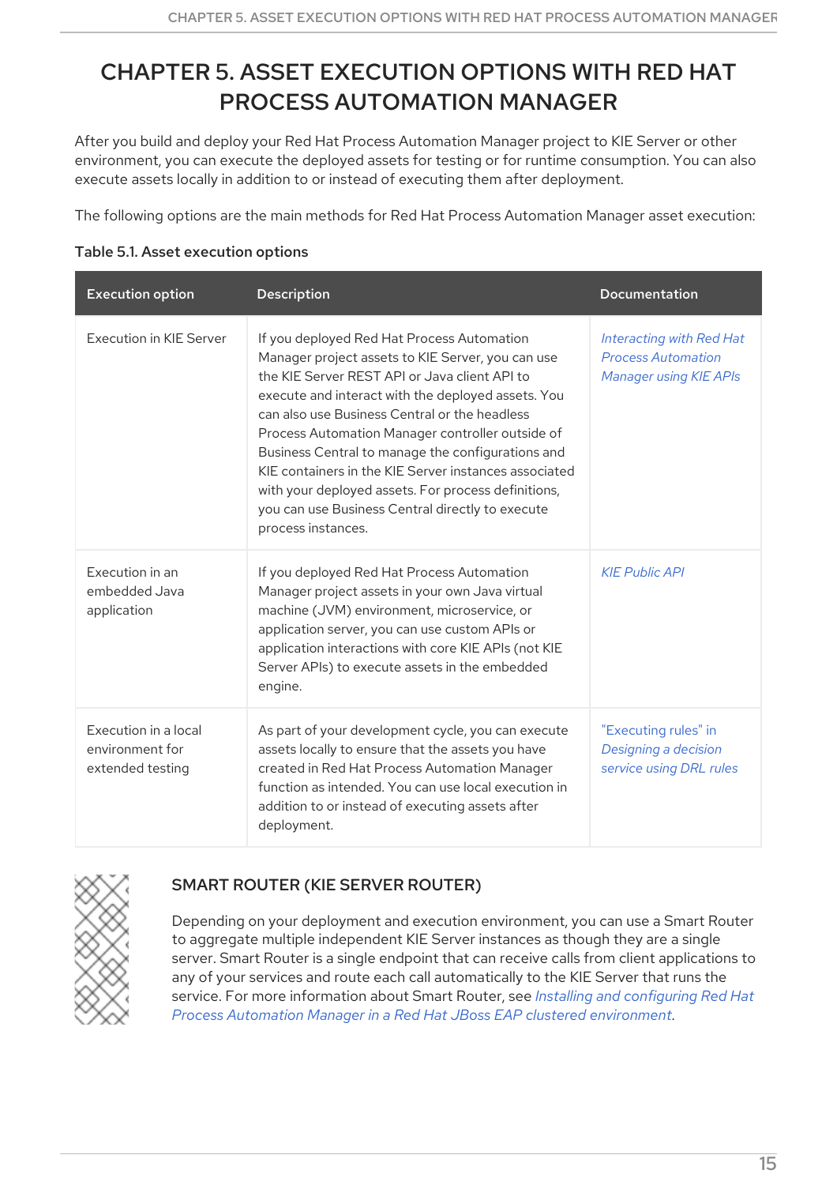# CHAPTER 5. ASSET EXECUTION OPTIONS WITH RED HAT PROCESS AUTOMATION MANAGER

After you build and deploy your Red Hat Process Automation Manager project to KIE Server or other environment, you can execute the deployed assets for testing or for runtime consumption. You can also execute assets locally in addition to or instead of executing them after deployment.

The following options are the main methods for Red Hat Process Automation Manager asset execution:

**Table 5.1. Asset execution options**

| Execution option | Description | Documentation |
| --- | --- | --- |
| Execution in KIE Server | If you deployed Red Hat Process Automation Manager project assets to KIE Server, you can use the KIE Server REST API or Java client API to execute and interact with the deployed assets. You can also use Business Central or the headless Process Automation Manager controller outside of Business Central to manage the configurations and KIE containers in the KIE Server instances associated with your deployed assets. For process definitions, you can use Business Central directly to execute process instances. | *Interacting with Red Hat Process Automation Manager using KIE APIs* |
| Execution in an embedded Java application | If you deployed Red Hat Process Automation Manager project assets in your own Java virtual machine (JVM) environment, microservice, or application server, you can use custom APIs or application interactions with core KIE APIs (not KIE Server APIs) to execute assets in the embedded engine. | *KIE Public API* |
| Execution in a local environment for extended testing | As part of your development cycle, you can execute assets locally to ensure that the assets you have created in Red Hat Process Automation Manager function as intended. You can use local execution in addition to or instead of executing assets after deployment. | "Executing rules" in *Designing a decision service using DRL rules* |

**SMART ROUTER (KIE SERVER ROUTER)**

Depending on your deployment and execution environment, you can use a Smart Router to aggregate multiple independent KIE Server instances as though they are a single server. Smart Router is a single endpoint that can receive calls from client applications to any of your services and route each call automatically to the KIE Server that runs the service. For more information about Smart Router, see *Installing and configuring Red Hat Process Automation Manager in a Red Hat JBoss EAP clustered environment*.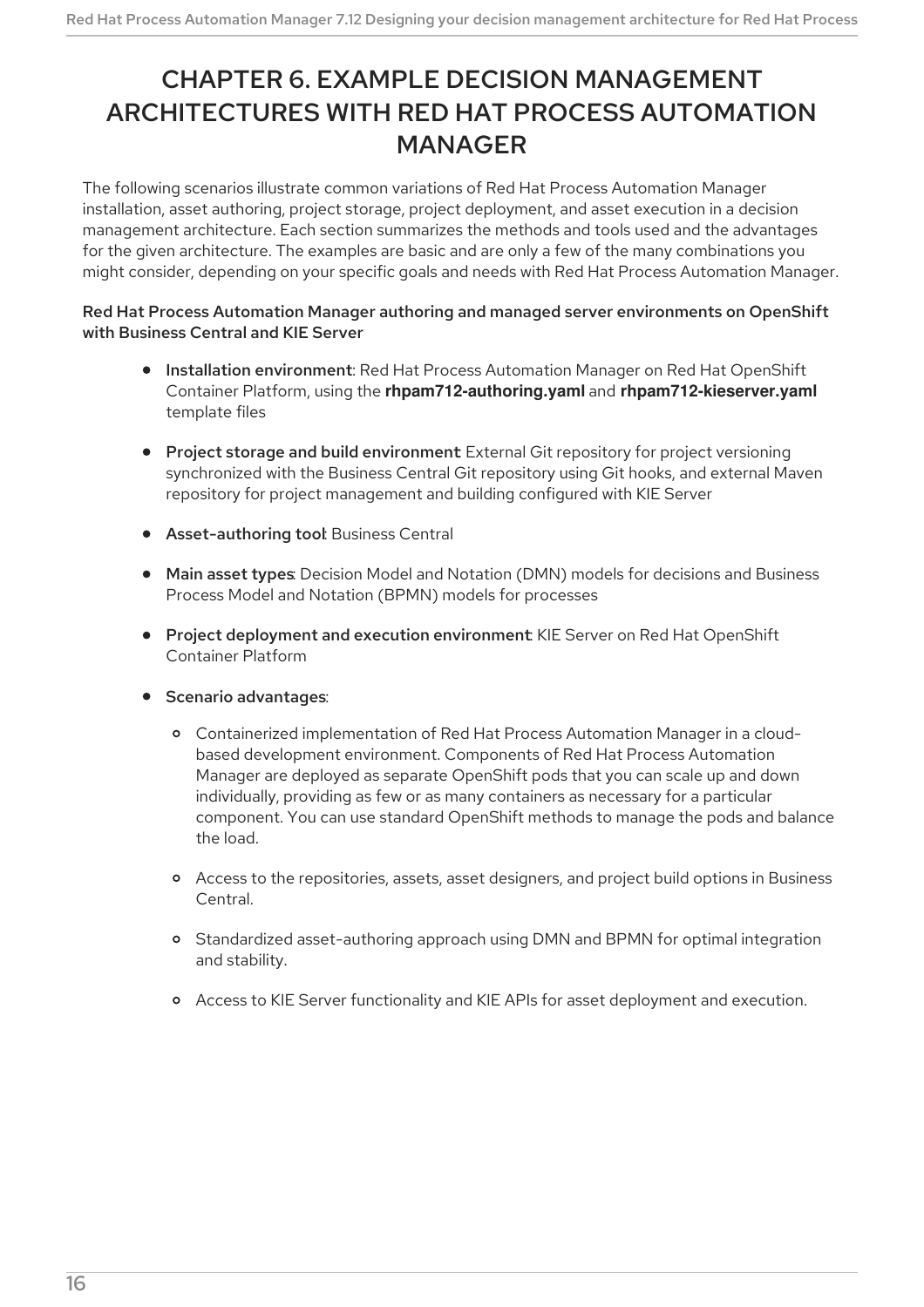# CHAPTER 6. EXAMPLE DECISION MANAGEMENT ARCHITECTURES WITH RED HAT PROCESS AUTOMATION MANAGER

The following scenarios illustrate common variations of Red Hat Process Automation Manager installation, asset authoring, project storage, project deployment, and asset execution in a decision management architecture. Each section summarizes the methods and tools used and the advantages for the given architecture. The examples are basic and are only a few of the many combinations you might consider, depending on your specific goals and needs with Red Hat Process Automation Manager.

**Red Hat Process Automation Manager authoring and managed server environments on OpenShift with Business Central and KIE Server**

- **Installation environment**: Red Hat Process Automation Manager on Red Hat OpenShift Container Platform, using the **rhpam712-authoring.yaml** and **rhpam712-kieserver.yaml** template files
- **Project storage and build environment**: External Git repository for project versioning synchronized with the Business Central Git repository using Git hooks, and external Maven repository for project management and building configured with KIE Server
- **Asset-authoring tool**: Business Central
- **Main asset types**: Decision Model and Notation (DMN) models for decisions and Business Process Model and Notation (BPMN) models for processes
- **Project deployment and execution environment**: KIE Server on Red Hat OpenShift Container Platform
- **Scenario advantages**:
  - Containerized implementation of Red Hat Process Automation Manager in a cloud-based development environment. Components of Red Hat Process Automation Manager are deployed as separate OpenShift pods that you can scale up and down individually, providing as few or as many containers as necessary for a particular component. You can use standard OpenShift methods to manage the pods and balance the load.
  - Access to the repositories, assets, asset designers, and project build options in Business Central.
  - Standardized asset-authoring approach using DMN and BPMN for optimal integration and stability.
  - Access to KIE Server functionality and KIE APIs for asset deployment and execution.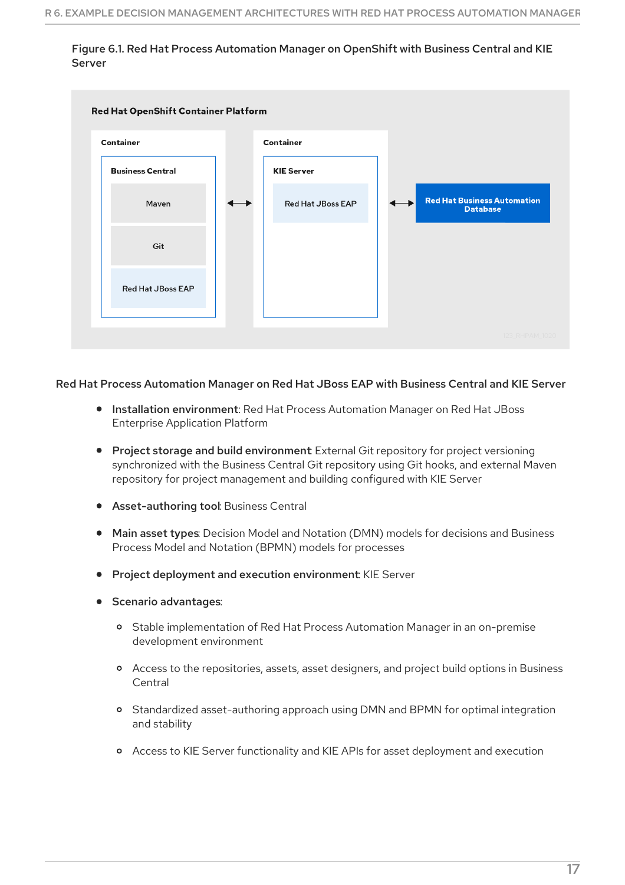Figure 6.1. Red Hat Process Automation Manager on OpenShift with Business Central and KIE Server

**Red Hat Process Automation Manager on Red Hat JBoss EAP with Business Central and KIE Server**

- **Installation environment**: Red Hat Process Automation Manager on Red Hat JBoss Enterprise Application Platform
- **Project storage and build environment**: External Git repository for project versioning synchronized with the Business Central Git repository using Git hooks, and external Maven repository for project management and building configured with KIE Server
- **Asset-authoring tool**: Business Central
- **Main asset types**: Decision Model and Notation (DMN) models for decisions and Business Process Model and Notation (BPMN) models for processes
- **Project deployment and execution environment**: KIE Server
- **Scenario advantages**:
  - Stable implementation of Red Hat Process Automation Manager in an on-premise development environment
  - Access to the repositories, assets, asset designers, and project build options in Business Central
  - Standardized asset-authoring approach using DMN and BPMN for optimal integration and stability
  - Access to KIE Server functionality and KIE APIs for asset deployment and execution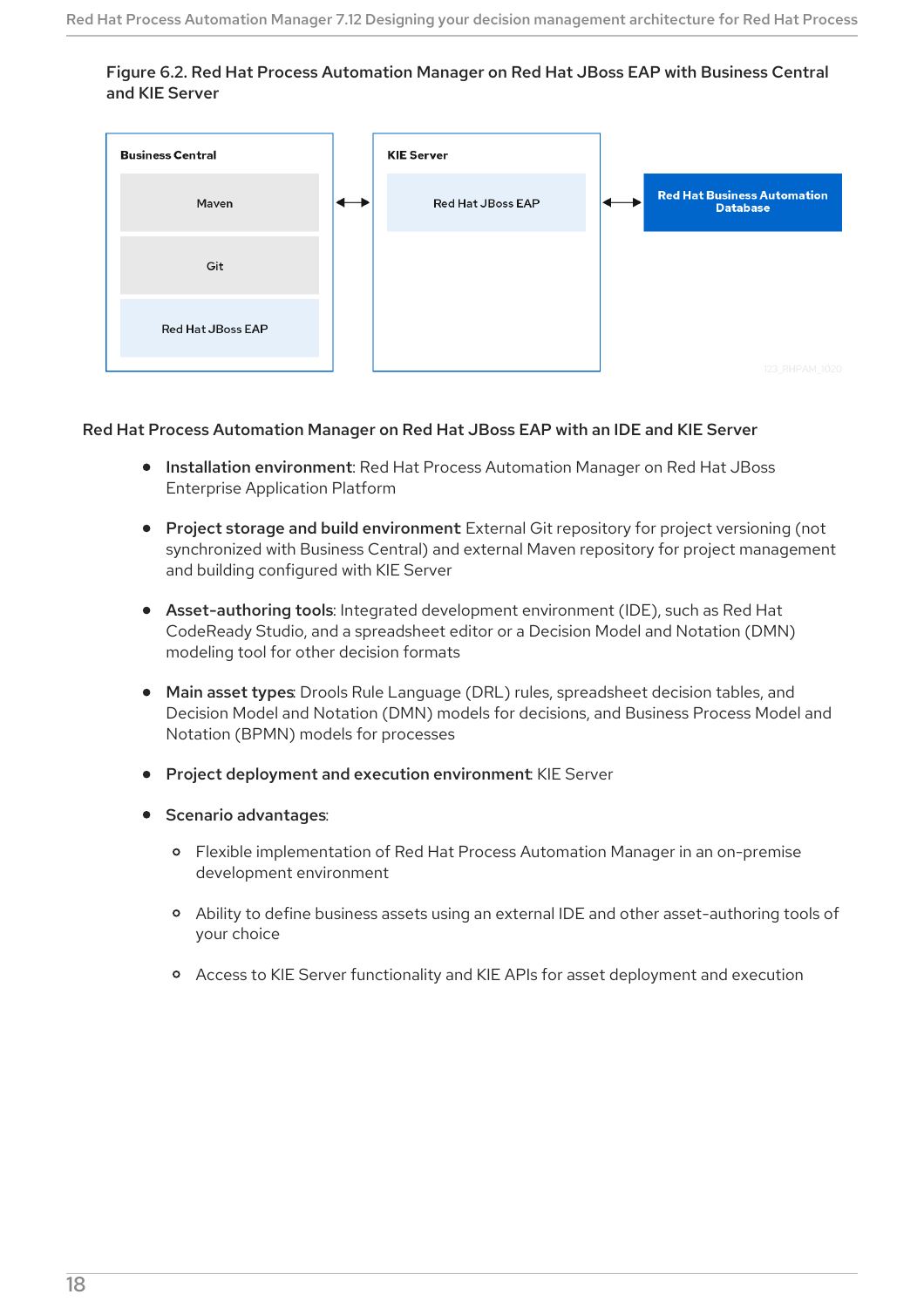Figure 6.2. Red Hat Process Automation Manager on Red Hat JBoss EAP with Business Central and KIE Server

Business Central

Maven

Git

Red Hat JBoss EAP

KIE Server

Red Hat JBoss EAP

Red Hat Business Automation Database

### Red Hat Process Automation Manager on Red Hat JBoss EAP with an IDE and KIE Server

- **Installation environment**: Red Hat Process Automation Manager on Red Hat JBoss Enterprise Application Platform
- **Project storage and build environment**: External Git repository for project versioning (not synchronized with Business Central) and external Maven repository for project management and building configured with KIE Server
- **Asset-authoring tools**: Integrated development environment (IDE), such as Red Hat CodeReady Studio, and a spreadsheet editor or a Decision Model and Notation (DMN) modeling tool for other decision formats
- **Main asset types**: Drools Rule Language (DRL) rules, spreadsheet decision tables, and Decision Model and Notation (DMN) models for decisions, and Business Process Model and Notation (BPMN) models for processes
- **Project deployment and execution environment**: KIE Server
- **Scenario advantages**:
  - Flexible implementation of Red Hat Process Automation Manager in an on-premise development environment
  - Ability to define business assets using an external IDE and other asset-authoring tools of your choice
  - Access to KIE Server functionality and KIE APIs for asset deployment and execution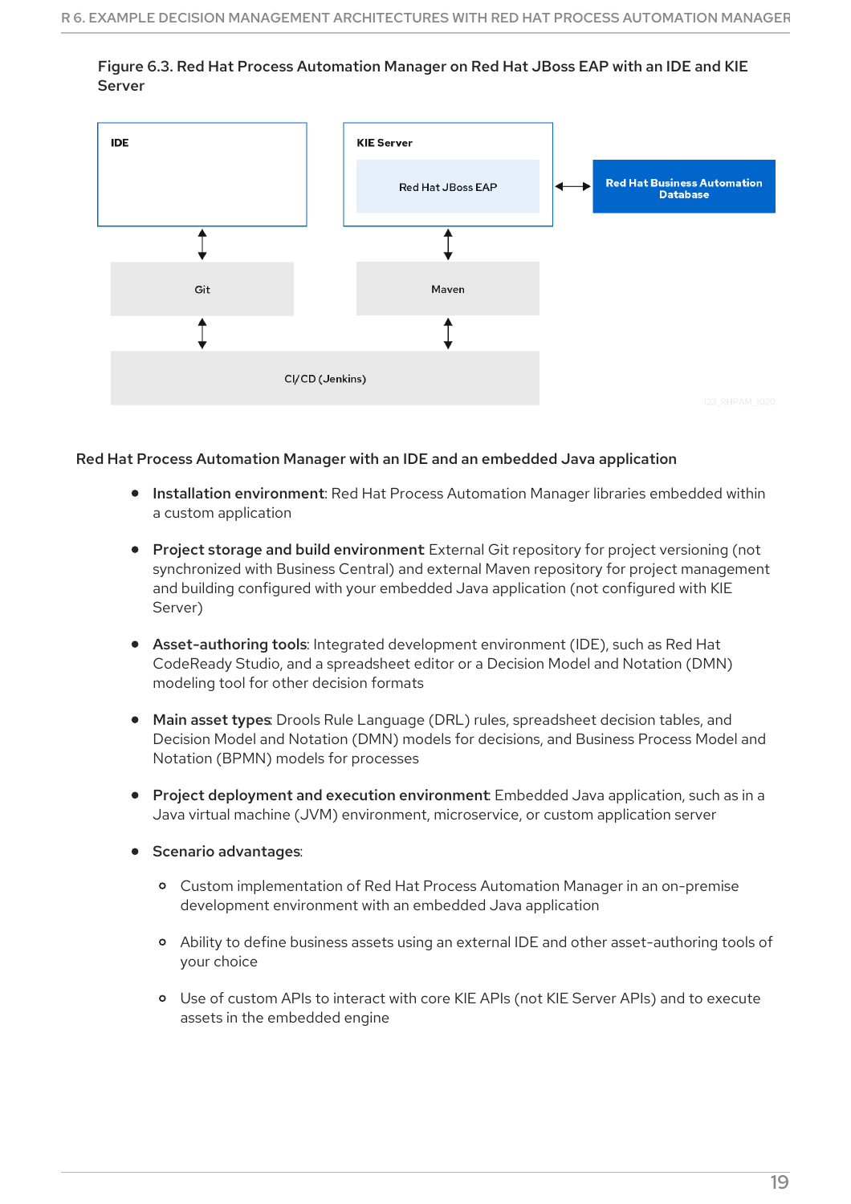Figure 6.3. Red Hat Process Automation Manager on Red Hat JBoss EAP with an IDE and KIE Server

**Red Hat Process Automation Manager with an IDE and an embedded Java application**

- **Installation environment**: Red Hat Process Automation Manager libraries embedded within a custom application
- **Project storage and build environment**: External Git repository for project versioning (not synchronized with Business Central) and external Maven repository for project management and building configured with your embedded Java application (not configured with KIE Server)
- **Asset-authoring tools**: Integrated development environment (IDE), such as Red Hat CodeReady Studio, and a spreadsheet editor or a Decision Model and Notation (DMN) modeling tool for other decision formats
- **Main asset types**: Drools Rule Language (DRL) rules, spreadsheet decision tables, and Decision Model and Notation (DMN) models for decisions, and Business Process Model and Notation (BPMN) models for processes
- **Project deployment and execution environment**: Embedded Java application, such as in a Java virtual machine (JVM) environment, microservice, or custom application server
- **Scenario advantages**:
  - Custom implementation of Red Hat Process Automation Manager in an on-premise development environment with an embedded Java application
  - Ability to define business assets using an external IDE and other asset-authoring tools of your choice
  - Use of custom APIs to interact with core KIE APIs (not KIE Server APIs) and to execute assets in the embedded engine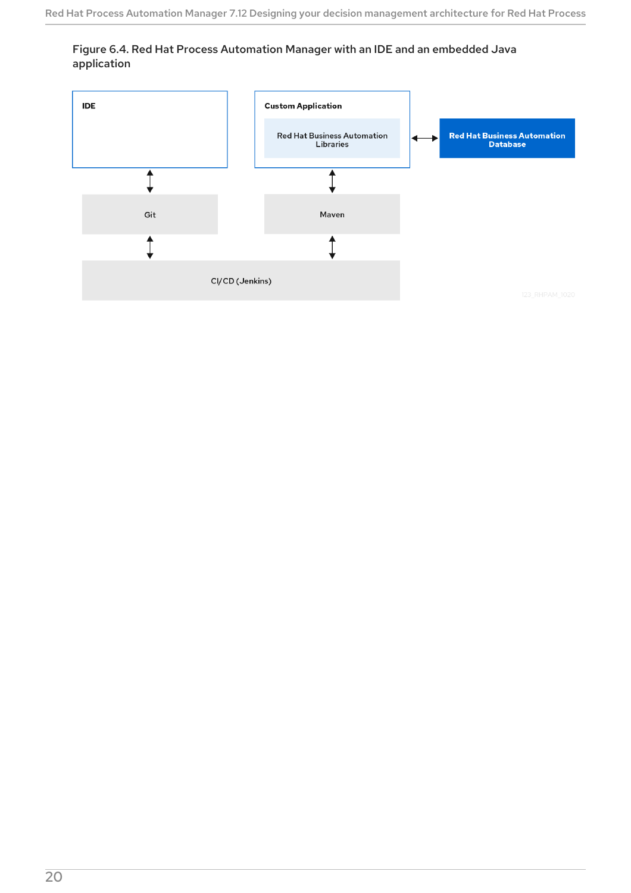Figure 6.4. Red Hat Process Automation Manager with an IDE and an embedded Java application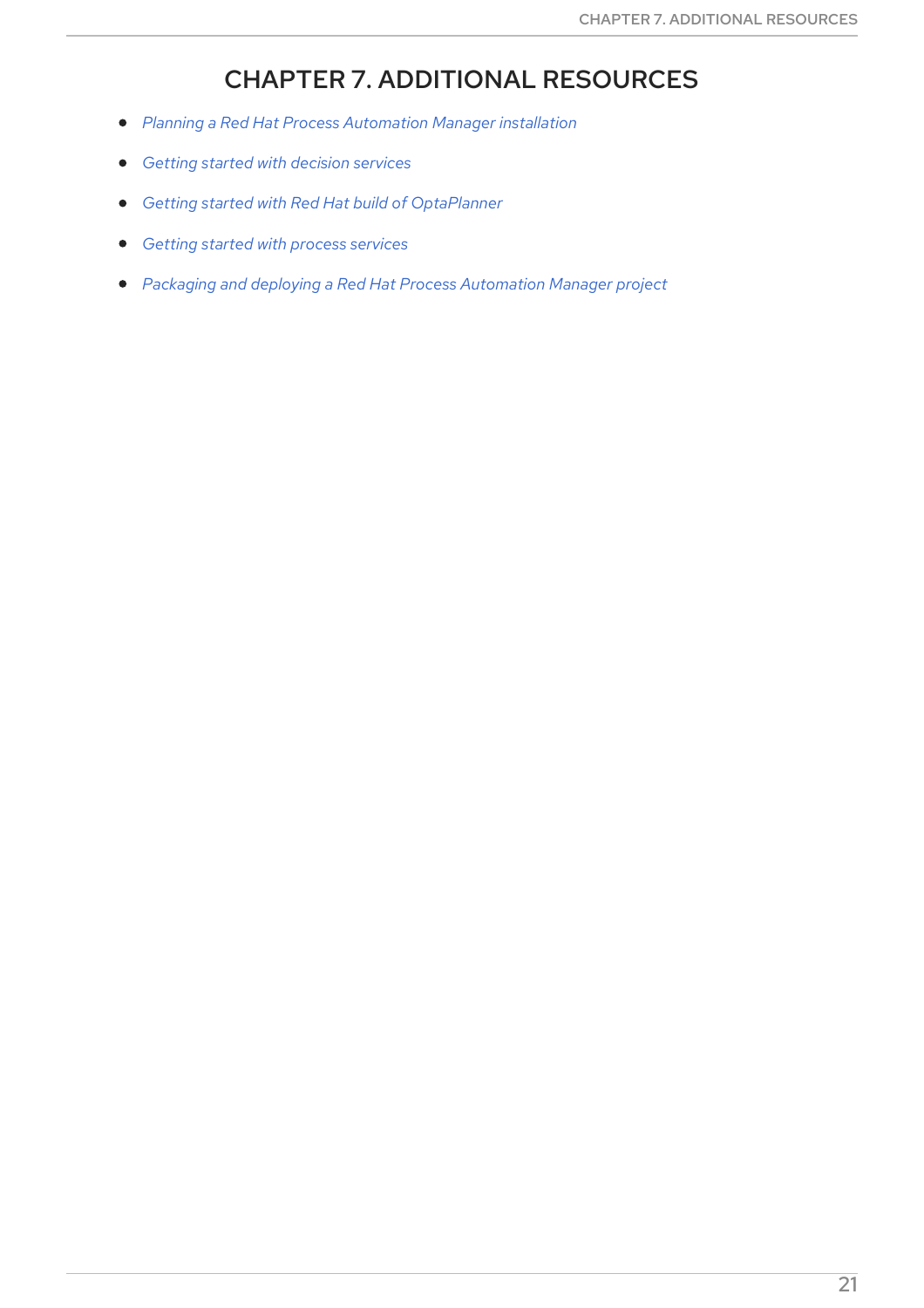# CHAPTER 7. ADDITIONAL RESOURCES

- *Planning a Red Hat Process Automation Manager installation*
- *Getting started with decision services*
- *Getting started with Red Hat build of OptaPlanner*
- *Getting started with process services*
- *Packaging and deploying a Red Hat Process Automation Manager project*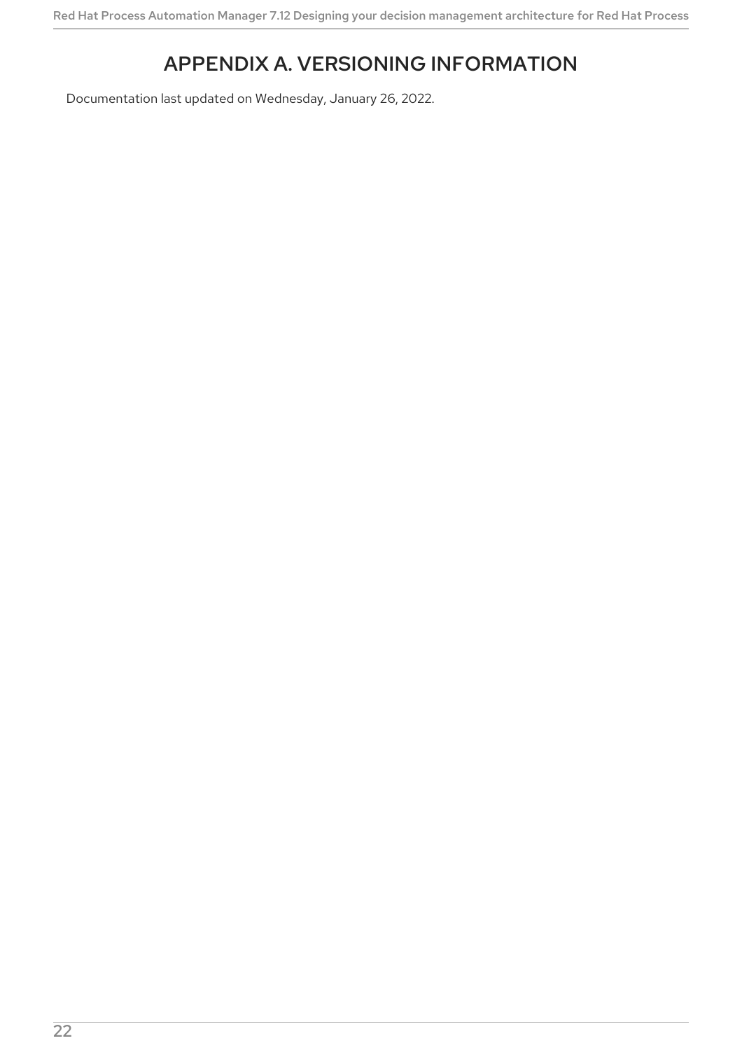# APPENDIX A. VERSIONING INFORMATION

Documentation last updated on Wednesday, January 26, 2022.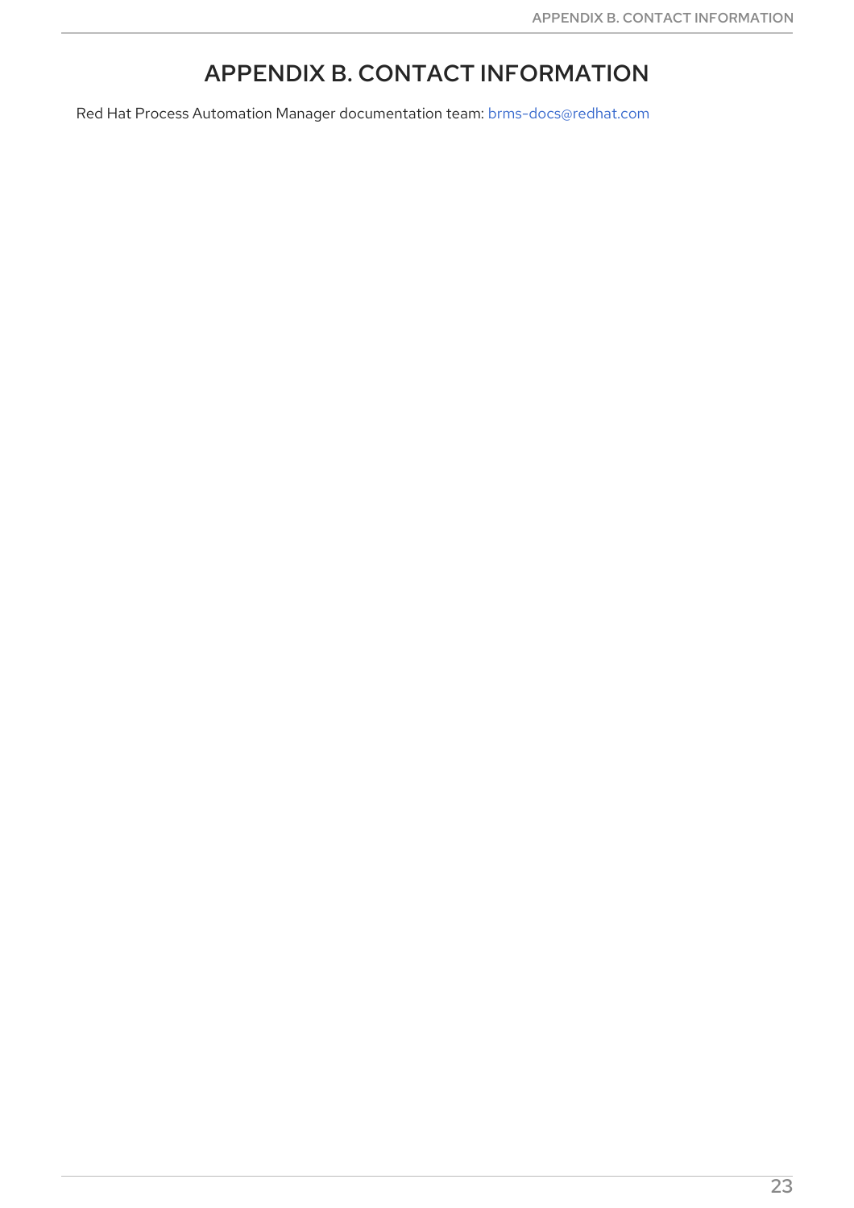# APPENDIX B. CONTACT INFORMATION

Red Hat Process Automation Manager documentation team: brms-docs@redhat.com